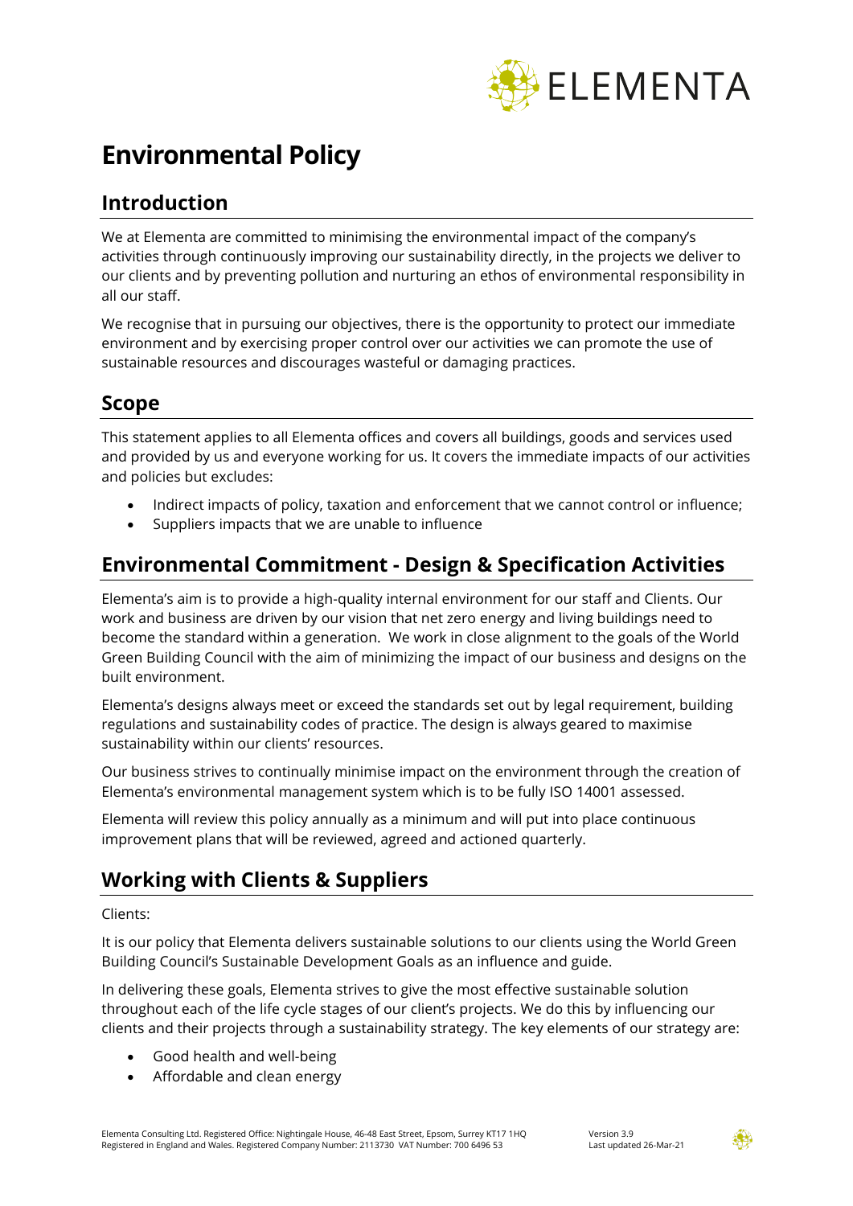# Environmental Policy

## Introduction

We at Elementa are committed to minimising the environmental impact of the company's activities through continuously improving our sustainability directly, in the projects we deliver to our clients and by preventing pollution and nurturing an ethos of environmental responsibility in all our staff.

We recognise that in pursuing our objectives, there is the opportunity to protect our immediate environment and by exercising proper control over our activities we can promote the use of sustainable resources and discourages wasteful or damaging practices.

## Scope

This statement applies to all Elementa offices and covers all buildings, goods and services used and provided by us and everyone working for us. It covers the immediate impacts of our activities and policies but excludes:

- Indirect impacts of policy, taxation and enforcement that we cannot control or influence;
- Suppliers impacts that we are unable to influence

## Environmental Commitment - Design & Specification Activities

Elementa's aim is to provide a high-quality internal environment for our staff and Clients. Our work and business are driven by our vision that net zero energy and living buildings need to become the standard within a generation. We work in close alignment to the goals of the World Green Building Council with the aim of minimizing the impact of our business and designs on the built environment.

Elementa's designs always meet or exceed the standards set out by legal requirement, building regulations and sustainability codes of practice. The design is always geared to maximise sustainability within our clients' resources.

Our business strives to continually minimise impact on the environment through the creation of Elementa's environmental management system which is to be fully ISO 14001 assessed.

Elementa will review this policy annually as a minimum and will put into place continuous improvement plans that will be reviewed, agreed and actioned quarterly.

## Working with Clients & Suppliers

Clients:

It is our policy that Elementa delivers sustainable solutions to our clients using the World Green Building Council's Sustainable Development Goals as an influence and guide.

In delivering these goals, Elementa strives to give the most effective sustainable solution throughout each of the life cycle stages of our client's projects. We do this by influencing our clients and their projects through a sustainability strategy. The key elements of our strategy are:

- Good health and well-being
- Affordable and clean energy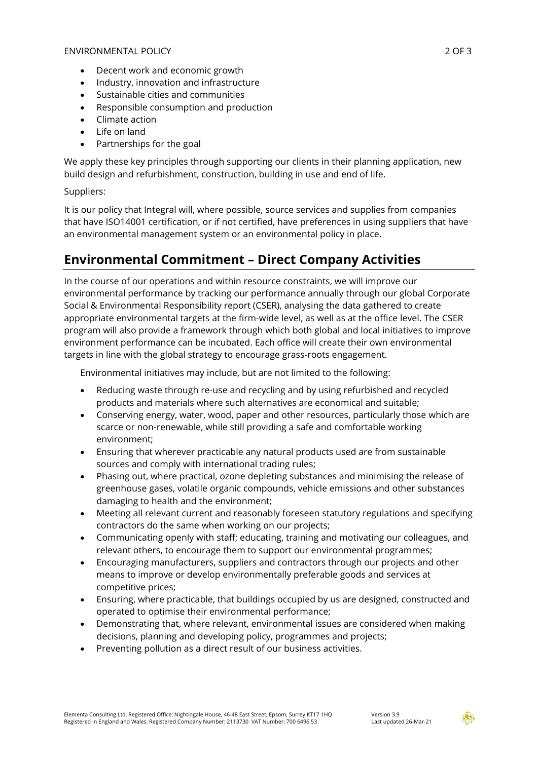- Decent work and economic growth
- Industry, innovation and infrastructure
- Sustainable cities and communities
- Responsible consumption and production
- Climate action
- Life on land
- Partnerships for the goal

We apply these key principles through supporting our clients in their planning application, new build design and refurbishment, construction, building in use and end of life.

Suppliers:

It is our policy that Integral will, where possible, source services and supplies from companies that have ISO14001 certification, or if not certified, have preferences in using suppliers that have an environmental management system or an environmental policy in place.

## Environmental Commitment – Direct Company Activities

In the course of our operations and within resource constraints, we will improve our environmental performance by tracking our performance annually through our global Corporate Social & Environmental Responsibility report (CSER), analysing the data gathered to create appropriate environmental targets at the firm-wide level, as well as at the office level. The CSER program will also provide a framework through which both global and local initiatives to improve environment performance can be incubated. Each office will create their own environmental targets in line with the global strategy to encourage grass-roots engagement.

Environmental initiatives may include, but are not limited to the following:

- Reducing waste through re-use and recycling and by using refurbished and recycled products and materials where such alternatives are economical and suitable;
- Conserving energy, water, wood, paper and other resources, particularly those which are scarce or non-renewable, while still providing a safe and comfortable working environment;
- Ensuring that wherever practicable any natural products used are from sustainable sources and comply with international trading rules;
- Phasing out, where practical, ozone depleting substances and minimising the release of greenhouse gases, volatile organic compounds, vehicle emissions and other substances damaging to health and the environment;
- Meeting all relevant current and reasonably foreseen statutory regulations and specifying contractors do the same when working on our projects;
- Communicating openly with staff; educating, training and motivating our colleagues, and relevant others, to encourage them to support our environmental programmes;
- Encouraging manufacturers, suppliers and contractors through our projects and other means to improve or develop environmentally preferable goods and services at competitive prices;
- Ensuring, where practicable, that buildings occupied by us are designed, constructed and operated to optimise their environmental performance;
- Demonstrating that, where relevant, environmental issues are considered when making decisions, planning and developing policy, programmes and projects;
- Preventing pollution as a direct result of our business activities.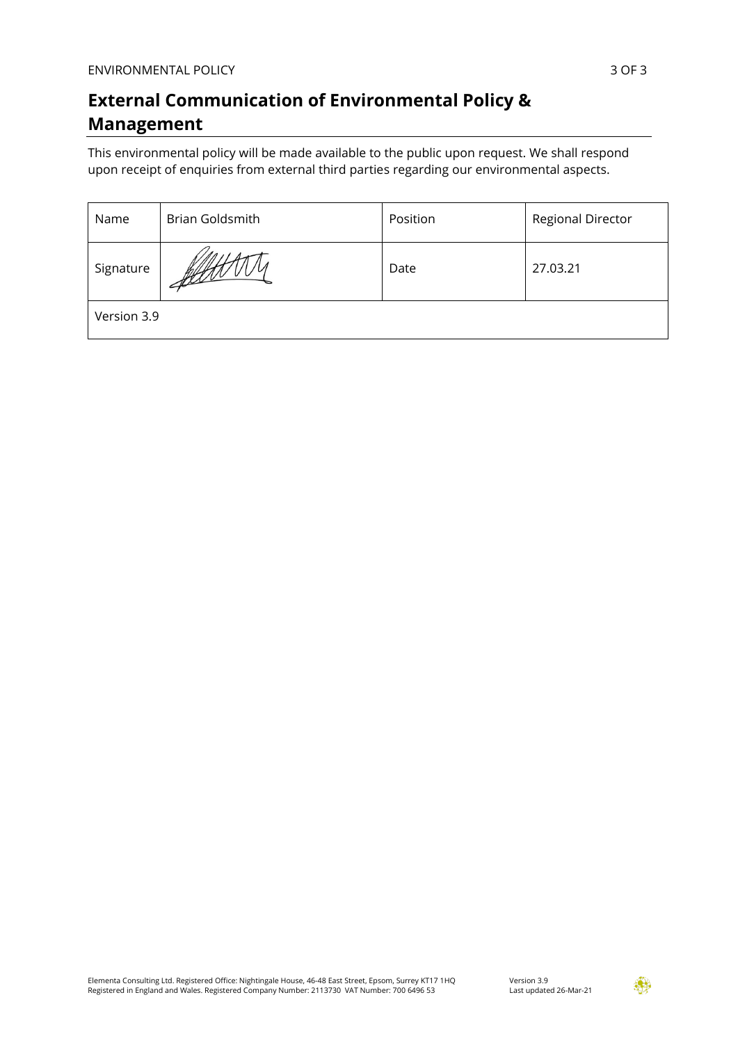## External Communication of Environmental Policy & Management

This environmental policy will be made available to the public upon request. We shall respond upon receipt of enquiries from external third parties regarding our environmental aspects.

| | | | |
|---|---|---|---|
| Name | Brian Goldsmith | Position | Regional Director |
| Signature | | Date | 27.03.21 |
| Version 3.9 | | | |

Elementa Consulting Ltd. Registered Office: Nightingale House, 46-48 East Street, Epsom, Surrey KT17 1HQ
Registered in England and Wales. Registered Company Number: 2113730 VAT Number: 700 6496 53

Version 3.9
Last updated 26-Mar-21